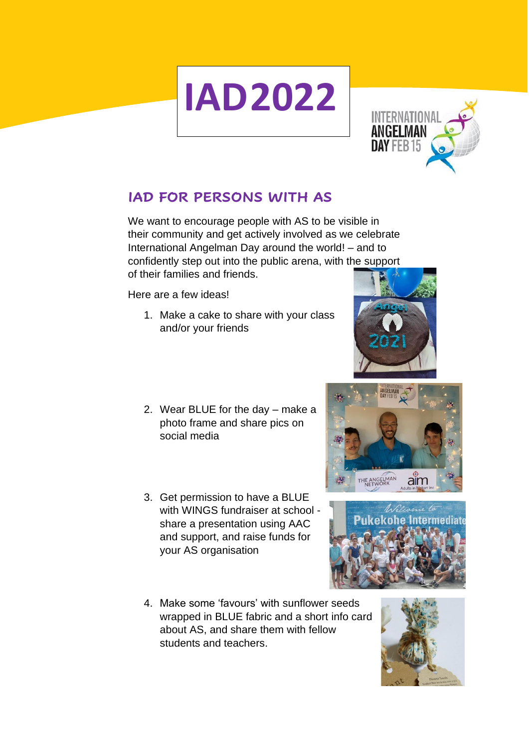# IAD2022

## IAD FOR PERSONS WITH AS

We want to encourage people with AS to be visible in their community and get actively involved as we celebrate International Angelman Day around the world! – and to confidently step out into the public arena, with the support of their families and friends.

Here are a few ideas!

1. Make a cake to share with your class and/or your friends

2. Wear BLUE for the day – make a photo frame and share pics on social media

3. Get permission to have a BLUE with WINGS fundraiser at school - share a presentation using AAC and support, and raise funds for your AS organisation

4. Make some 'favours' with sunflower seeds wrapped in BLUE fabric and a short info card about AS, and share them with fellow students and teachers.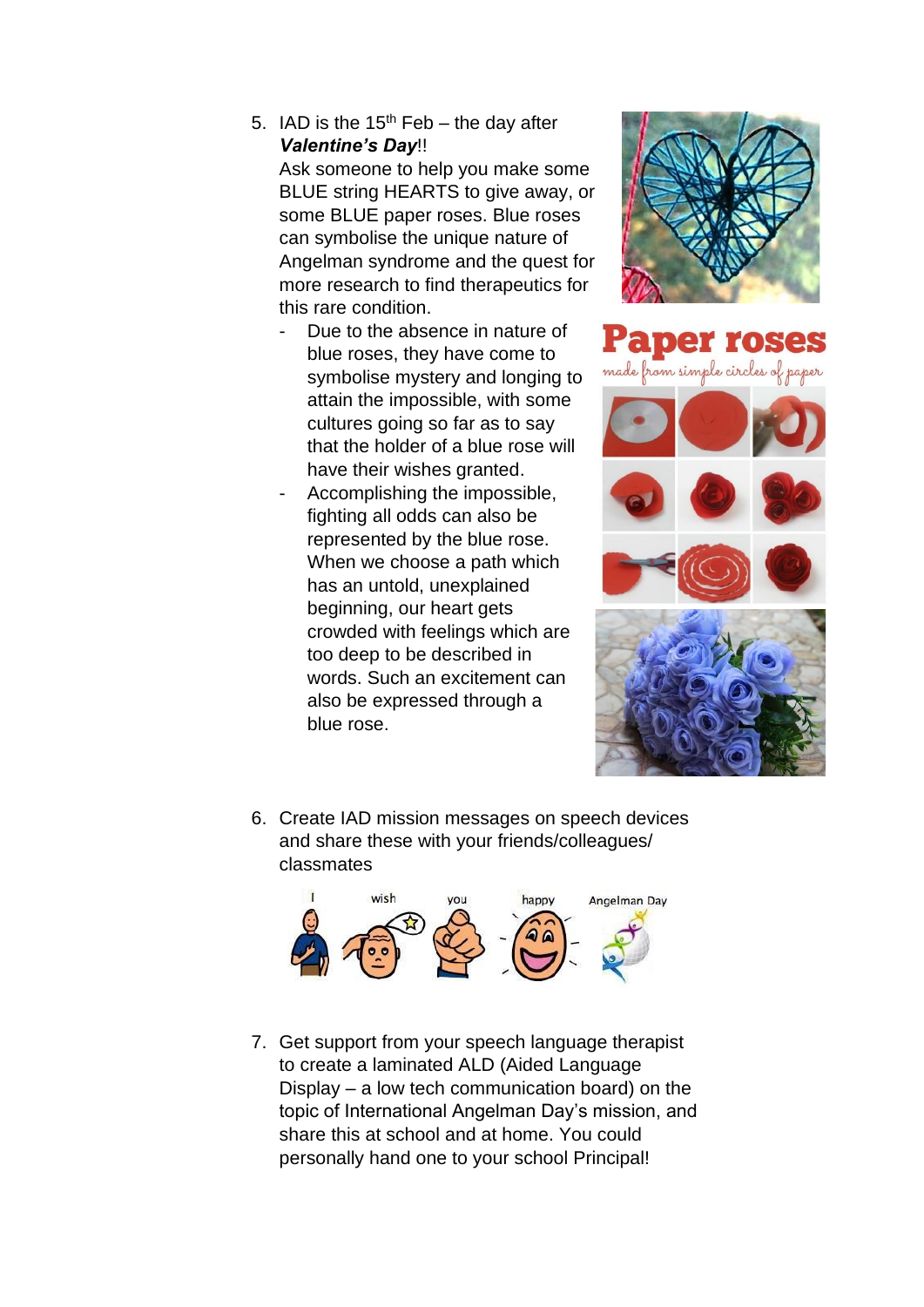5. IAD is the 15th Feb – the day after ***Valentine's Day***!!
   Ask someone to help you make some BLUE string HEARTS to give away, or some BLUE paper roses. Blue roses can symbolise the unique nature of Angelman syndrome and the quest for more research to find therapeutics for this rare condition.
   - Due to the absence in nature of blue roses, they have come to symbolise mystery and longing to attain the impossible, with some cultures going so far as to say that the holder of a blue rose will have their wishes granted.
   - Accomplishing the impossible, fighting all odds can also be represented by the blue rose. When we choose a path which has an untold, unexplained beginning, our heart gets crowded with feelings which are too deep to be described in words. Such an excitement can also be expressed through a blue rose.

6. Create IAD mission messages on speech devices and share these with your friends/colleagues/ classmates

   I wish you happy Angelman Day

7. Get support from your speech language therapist to create a laminated ALD (Aided Language Display – a low tech communication board) on the topic of International Angelman Day's mission, and share this at school and at home. You could personally hand one to your school Principal!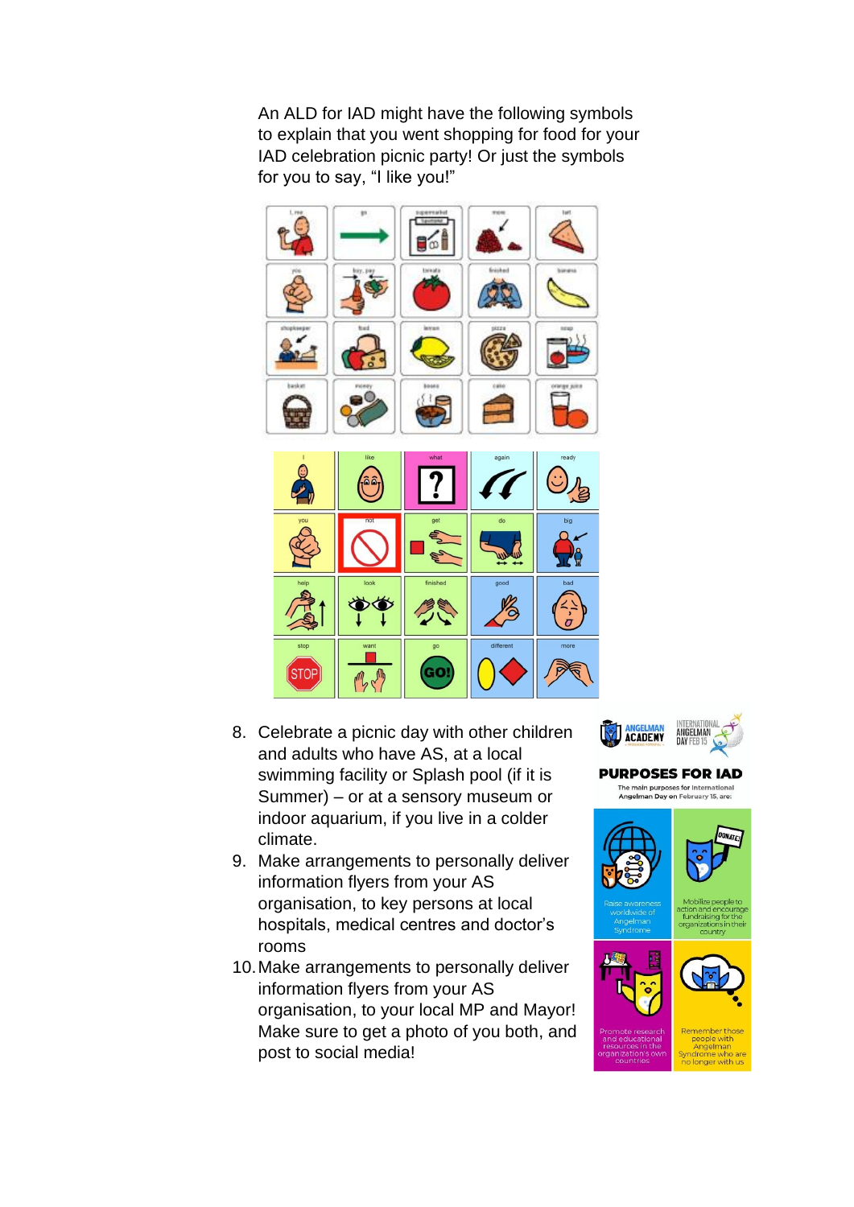An ALD for IAD might have the following symbols to explain that you went shopping for food for your IAD celebration picnic party! Or just the symbols for you to say, “I like you!”

8. Celebrate a picnic day with other children and adults who have AS, at a local swimming facility or Splash pool (if it is Summer) – or at a sensory museum or indoor aquarium, if you live in a colder climate.
9. Make arrangements to personally deliver information flyers from your AS organisation, to key persons at local hospitals, medical centres and doctor’s rooms
10. Make arrangements to personally deliver information flyers from your AS organisation, to your local MP and Mayor! Make sure to get a photo of you both, and post to social media!